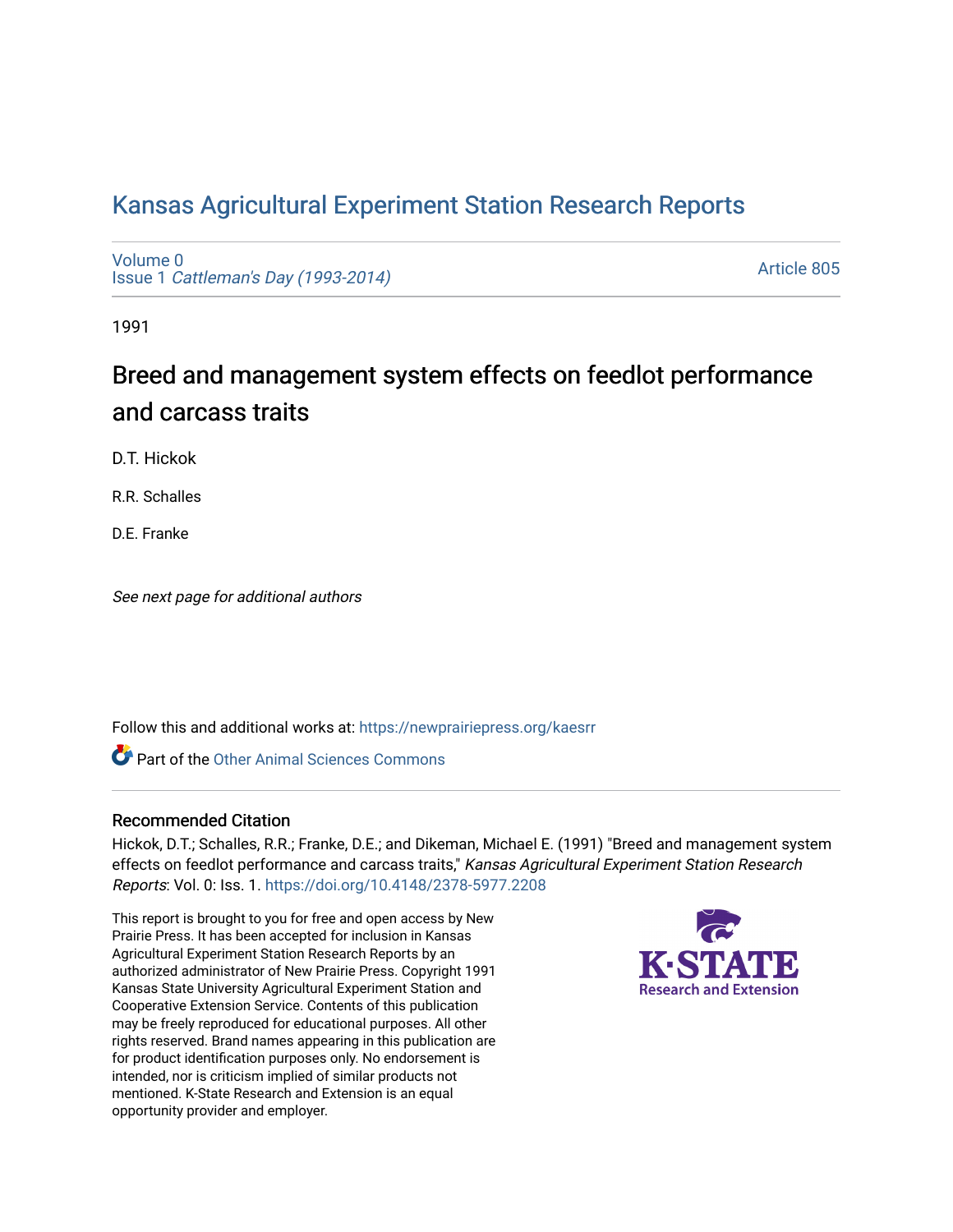# Kansas Agricultural Experiment Station Research Reports

Volume 0
Issue 1 *Cattleman's Day (1993-2014)*

Article 805

1991

## Breed and management system effects on feedlot performance and carcass traits

D.T. Hickok

R.R. Schalles

D.E. Franke

*See next page for additional authors*

Follow this and additional works at: https://newprairiepress.org/kaesrr

Part of the Other Animal Sciences Commons

### Recommended Citation

Hickok, D.T.; Schalles, R.R.; Franke, D.E.; and Dikeman, Michael E. (1991) "Breed and management system effects on feedlot performance and carcass traits," *Kansas Agricultural Experiment Station Research Reports*: Vol. 0: Iss. 1. https://doi.org/10.4148/2378-5977.2208

This report is brought to you for free and open access by New Prairie Press. It has been accepted for inclusion in Kansas Agricultural Experiment Station Research Reports by an authorized administrator of New Prairie Press. Copyright 1991 Kansas State University Agricultural Experiment Station and Cooperative Extension Service. Contents of this publication may be freely reproduced for educational purposes. All other rights reserved. Brand names appearing in this publication are for product identification purposes only. No endorsement is intended, nor is criticism implied of similar products not mentioned. K-State Research and Extension is an equal opportunity provider and employer.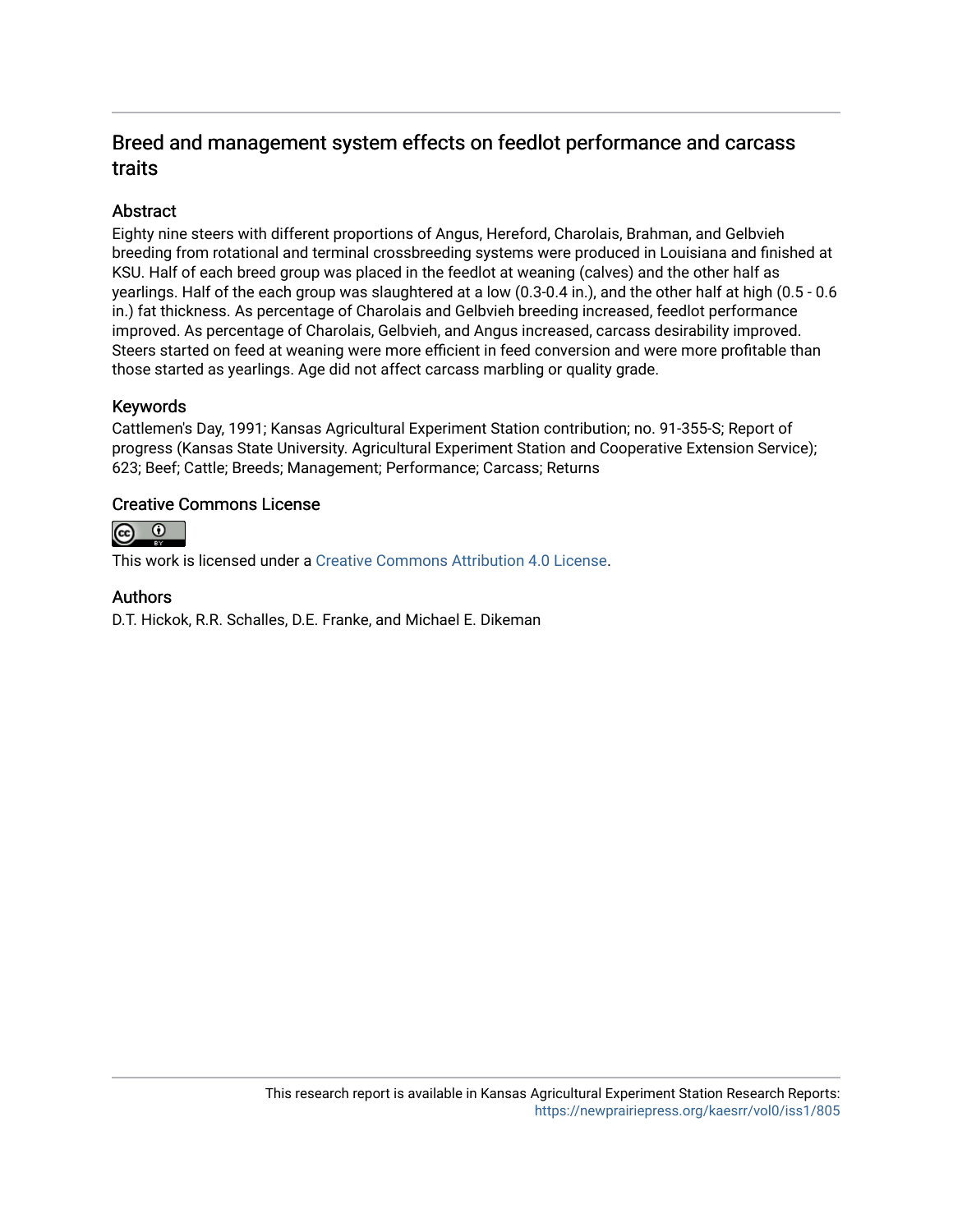## Breed and management system effects on feedlot performance and carcass traits

### Abstract

Eighty nine steers with different proportions of Angus, Hereford, Charolais, Brahman, and Gelbvieh breeding from rotational and terminal crossbreeding systems were produced in Louisiana and finished at KSU. Half of each breed group was placed in the feedlot at weaning (calves) and the other half as yearlings. Half of the each group was slaughtered at a low (0.3-0.4 in.), and the other half at high (0.5 - 0.6 in.) fat thickness. As percentage of Charolais and Gelbvieh breeding increased, feedlot performance improved. As percentage of Charolais, Gelbvieh, and Angus increased, carcass desirability improved. Steers started on feed at weaning were more efficient in feed conversion and were more profitable than those started as yearlings. Age did not affect carcass marbling or quality grade.

### Keywords

Cattlemen's Day, 1991; Kansas Agricultural Experiment Station contribution; no. 91-355-S; Report of progress (Kansas State University. Agricultural Experiment Station and Cooperative Extension Service); 623; Beef; Cattle; Breeds; Management; Performance; Carcass; Returns

### Creative Commons License

This work is licensed under a Creative Commons Attribution 4.0 License.

### Authors

D.T. Hickok, R.R. Schalles, D.E. Franke, and Michael E. Dikeman

This research report is available in Kansas Agricultural Experiment Station Research Reports: https://newprairiepress.org/kaesrr/vol0/iss1/805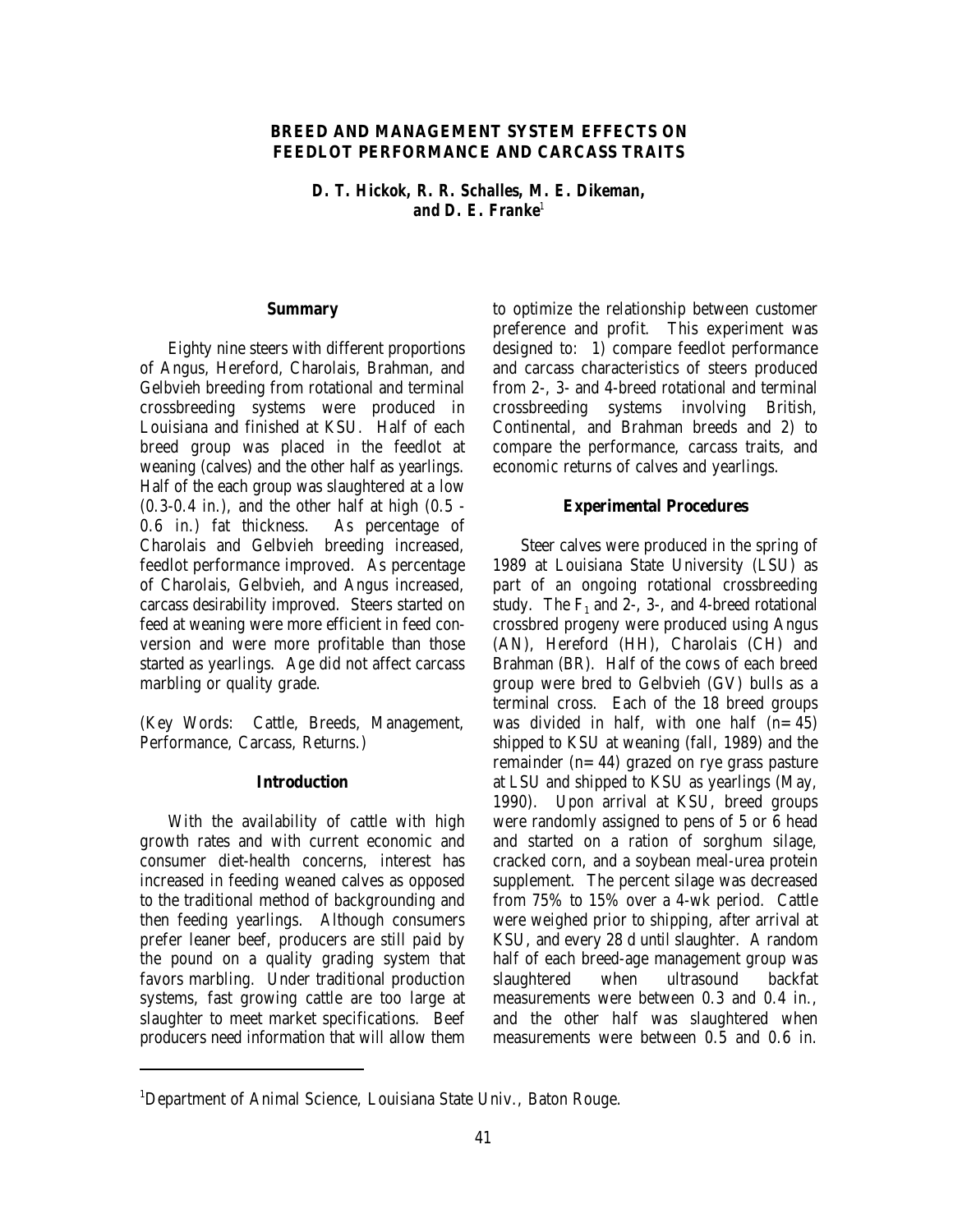## BREED AND MANAGEMENT SYSTEM EFFECTS ON FEEDLOT PERFORMANCE AND CARCASS TRAITS

**D. T. Hickok, R. R. Schalles, M. E. Dikeman, and D. E. Franke**[1]

### Summary

Eighty nine steers with different proportions of Angus, Hereford, Charolais, Brahman, and Gelbvieh breeding from rotational and terminal crossbreeding systems were produced in Louisiana and finished at KSU. Half of each breed group was placed in the feedlot at weaning (calves) and the other half as yearlings. Half of the each group was slaughtered at a low (0.3-0.4 in.), and the other half at high (0.5 - 0.6 in.) fat thickness. As percentage of Charolais and Gelbvieh breeding increased, feedlot performance improved. As percentage of Charolais, Gelbvieh, and Angus increased, carcass desirability improved. Steers started on feed at weaning were more efficient in feed conversion and were more profitable than those started as yearlings. Age did not affect carcass marbling or quality grade.

(Key Words: Cattle, Breeds, Management, Performance, Carcass, Returns.)

### Introduction

With the availability of cattle with high growth rates and with current economic and consumer diet-health concerns, interest has increased in feeding weaned calves as opposed to the traditional method of backgrounding and then feeding yearlings. Although consumers prefer leaner beef, producers are still paid by the pound on a quality grading system that favors marbling. Under traditional production systems, fast growing cattle are too large at slaughter to meet market specifications. Beef producers need information that will allow them to optimize the relationship between customer preference and profit. This experiment was designed to: 1) compare feedlot performance and carcass characteristics of steers produced from 2-, 3- and 4-breed rotational and terminal crossbreeding systems involving British, Continental, and Brahman breeds and 2) to compare the performance, carcass traits, and economic returns of calves and yearlings.

### Experimental Procedures

Steer calves were produced in the spring of 1989 at Louisiana State University (LSU) as part of an ongoing rotational crossbreeding study. The $F_1$ and 2-, 3-, and 4-breed rotational crossbred progeny were produced using Angus (AN), Hereford (HH), Charolais (CH) and Brahman (BR). Half of the cows of each breed group were bred to Gelbvieh (GV) bulls as a terminal cross. Each of the 18 breed groups was divided in half, with one half (n=45) shipped to KSU at weaning (fall, 1989) and the remainder (n=44) grazed on rye grass pasture at LSU and shipped to KSU as yearlings (May, 1990). Upon arrival at KSU, breed groups were randomly assigned to pens of 5 or 6 head and started on a ration of sorghum silage, cracked corn, and a soybean meal-urea protein supplement. The percent silage was decreased from 75% to 15% over a 4-wk period. Cattle were weighed prior to shipping, after arrival at KSU, and every 28 d until slaughter. A random half of each breed-age management group was slaughtered when ultrasound backfat measurements were between 0.3 and 0.4 in., and the other half was slaughtered when measurements were between 0.5 and 0.6 in.

---

[1]Department of Animal Science, Louisiana State Univ., Baton Rouge.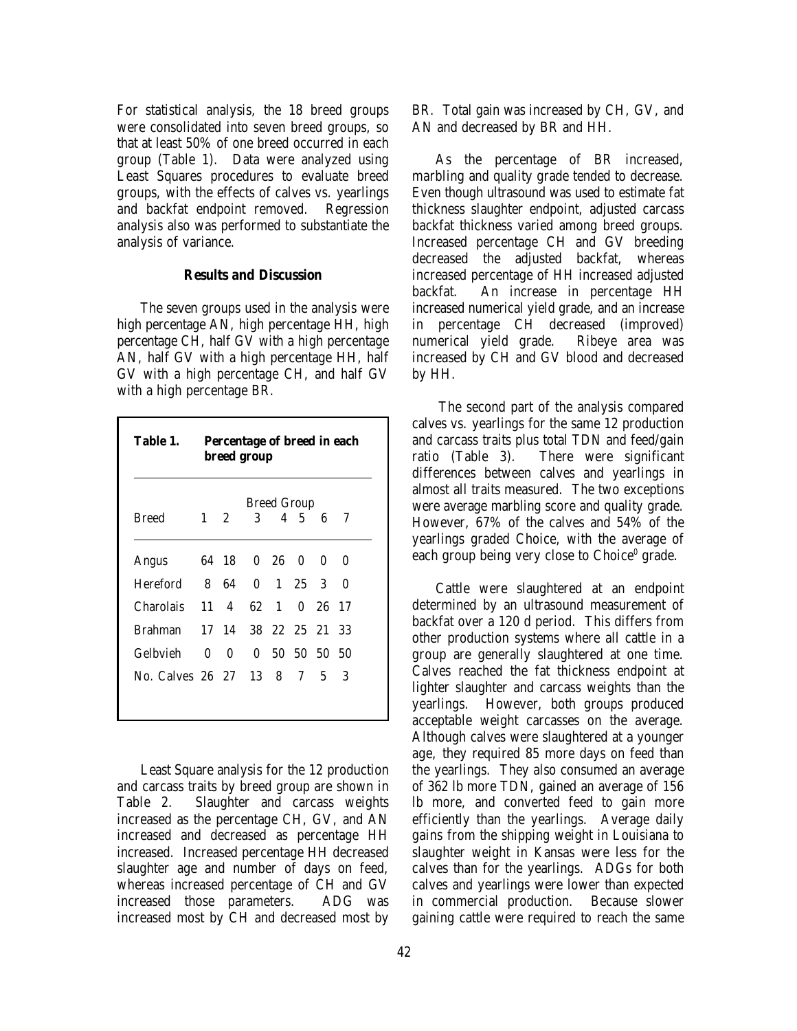For statistical analysis, the 18 breed groups were consolidated into seven breed groups, so that at least 50% of one breed occurred in each group (Table 1). Data were analyzed using Least Squares procedures to evaluate breed groups, with the effects of calves vs. yearlings and backfat endpoint removed. Regression analysis also was performed to substantiate the analysis of variance.

## Results and Discussion

The seven groups used in the analysis were high percentage AN, high percentage HH, high percentage CH, half GV with a high percentage AN, half GV with a high percentage HH, half GV with a high percentage CH, and half GV with a high percentage BR.

**Table 1. Percentage of breed in each breed group**

| Breed | Breed Group 1 | 2 | 3 | 4 | 5 | 6 | 7 |
|---|---|---|---|---|---|---|---|
| Angus | 64 | 18 | 0 | 26 | 0 | 0 | 0 |
| Hereford | 8 | 64 | 0 | 1 | 25 | 3 | 0 |
| Charolais | 11 | 4 | 62 | 1 | 0 | 26 | 17 |
| Brahman | 17 | 14 | 38 | 22 | 25 | 21 | 33 |
| Gelbvieh | 0 | 0 | 0 | 50 | 50 | 50 | 50 |
| No. Calves | 26 | 27 | 13 | 8 | 7 | 5 | 3 |

Least Square analysis for the 12 production and carcass traits by breed group are shown in Table 2. Slaughter and carcass weights increased as the percentage CH, GV, and AN increased and decreased as percentage HH increased. Increased percentage HH decreased slaughter age and number of days on feed, whereas increased percentage of CH and GV increased those parameters. ADG was increased most by CH and decreased most by BR. Total gain was increased by CH, GV, and AN and decreased by BR and HH.

As the percentage of BR increased, marbling and quality grade tended to decrease. Even though ultrasound was used to estimate fat thickness slaughter endpoint, adjusted carcass backfat thickness varied among breed groups. Increased percentage CH and GV breeding decreased the adjusted backfat, whereas increased percentage of HH increased adjusted backfat. An increase in percentage HH increased numerical yield grade, and an increase in percentage CH decreased (improved) numerical yield grade. Ribeye area was increased by CH and GV blood and decreased by HH.

The second part of the analysis compared calves vs. yearlings for the same 12 production and carcass traits plus total TDN and feed/gain ratio (Table 3). There were significant differences between calves and yearlings in almost all traits measured. The two exceptions were average marbling score and quality grade. However, 67% of the calves and 54% of the yearlings graded Choice, with the average of each group being very close to Choice$^0$ grade.

Cattle were slaughtered at an endpoint determined by an ultrasound measurement of backfat over a 120 d period. This differs from other production systems where all cattle in a group are generally slaughtered at one time. Calves reached the fat thickness endpoint at lighter slaughter and carcass weights than the yearlings. However, both groups produced acceptable weight carcasses on the average. Although calves were slaughtered at a younger age, they required 85 more days on feed than the yearlings. They also consumed an average of 362 lb more TDN, gained an average of 156 lb more, and converted feed to gain more efficiently than the yearlings. Average daily gains from the shipping weight in Louisiana to slaughter weight in Kansas were less for the calves than for the yearlings. ADGs for both calves and yearlings were lower than expected in commercial production. Because slower gaining cattle were required to reach the same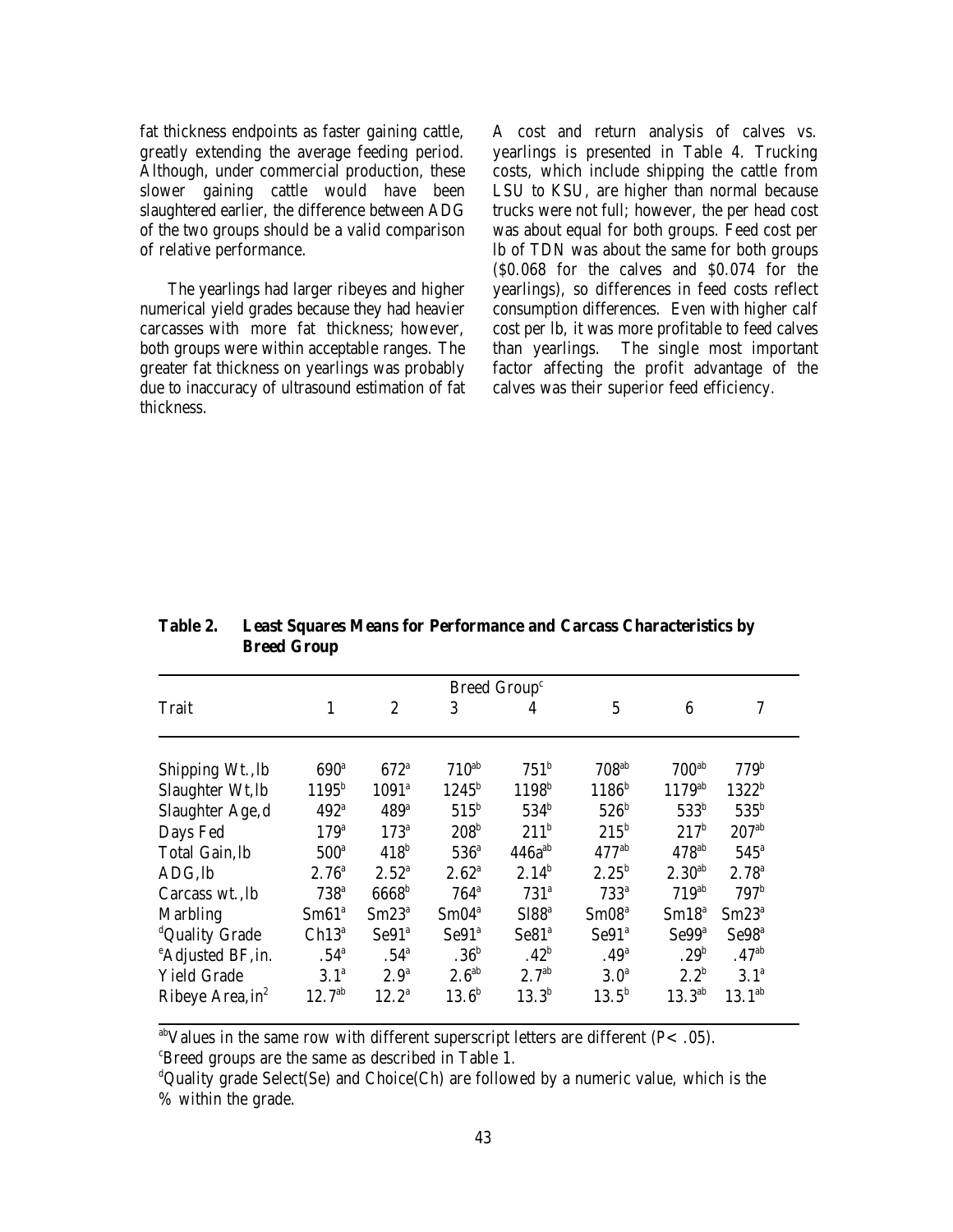fat thickness endpoints as faster gaining cattle, greatly extending the average feeding period. Although, under commercial production, these slower gaining cattle would have been slaughtered earlier, the difference between ADG of the two groups should be a valid comparison of relative performance.

The yearlings had larger ribeyes and higher numerical yield grades because they had heavier carcasses with more fat thickness; however, both groups were within acceptable ranges. The greater fat thickness on yearlings was probably due to inaccuracy of ultrasound estimation of fat thickness.

A cost and return analysis of calves vs. yearlings is presented in Table 4. Trucking costs, which include shipping the cattle from LSU to KSU, are higher than normal because trucks were not full; however, the per head cost was about equal for both groups. Feed cost per lb of TDN was about the same for both groups ($0.068 for the calves and $0.074 for the yearlings), so differences in feed costs reflect consumption differences. Even with higher calf cost per lb, it was more profitable to feed calves than yearlings. The single most important factor affecting the profit advantage of the calves was their superior feed efficiency.

**Table 2. Least Squares Means for Performance and Carcass Characteristics by Breed Group**

| Trait | Breed Group[c] 1 | 2 | 3 | 4 | 5 | 6 | 7 |
|---|---|---|---|---|---|---|---|
| Shipping Wt., lb | 690[a] | 672[a] | 710[ab] | 751[b] | 708[ab] | 700[ab] | 779[b] |
| Slaughter Wt, lb | 1195[b] | 1091[a] | 1245[b] | 1198[b] | 1186[b] | 1179[ab] | 1322[b] |
| Slaughter Age, d | 492[a] | 489[a] | 515[b] | 534[b] | 526[b] | 533[b] | 535[b] |
| Days Fed | 179[a] | 173[a] | 208[b] | 211[b] | 215[b] | 217[b] | 207[ab] |
| Total Gain, lb | 500[a] | 418[b] | 536[a] | 446a[ab] | 477[ab] | 478[ab] | 545[a] |
| ADG, lb | 2.76[a] | 2.52[a] | 2.62[a] | 2.14[b] | 2.25[b] | 2.30[ab] | 2.78[a] |
| Carcass wt., lb | 738[a] | 6668[b] | 764[a] | 731[a] | 733[a] | 719[ab] | 797[b] |
| Marbling | Sm61[a] | Sm23[a] | Sm04[a] | Sl88[a] | Sm08[a] | Sm18[a] | Sm23[a] |
| [d]Quality Grade | Ch13[a] | Se91[a] | Se91[a] | Se81[a] | Se91[a] | Se99[a] | Se98[a] |
| [e]Adjusted BF, in. | .54[a] | .54[a] | .36[b] | .42[b] | .49[a] | .29[b] | .47[ab] |
| Yield Grade | 3.1[a] | 2.9[a] | 2.6[ab] | 2.7[ab] | 3.0[a] | 2.2[b] | 3.1[a] |
| Ribeye Area, in$^2$ | 12.7[ab] | 12.2[a] | 13.6[b] | 13.3[b] | 13.5[b] | 13.3[ab] | 13.1[ab] |

[ab]Values in the same row with different superscript letters are different ($P < .05$).
[c]Breed groups are the same as described in Table 1.
[d]Quality grade Select(Se) and Choice(Ch) are followed by a numeric value, which is the % within the grade.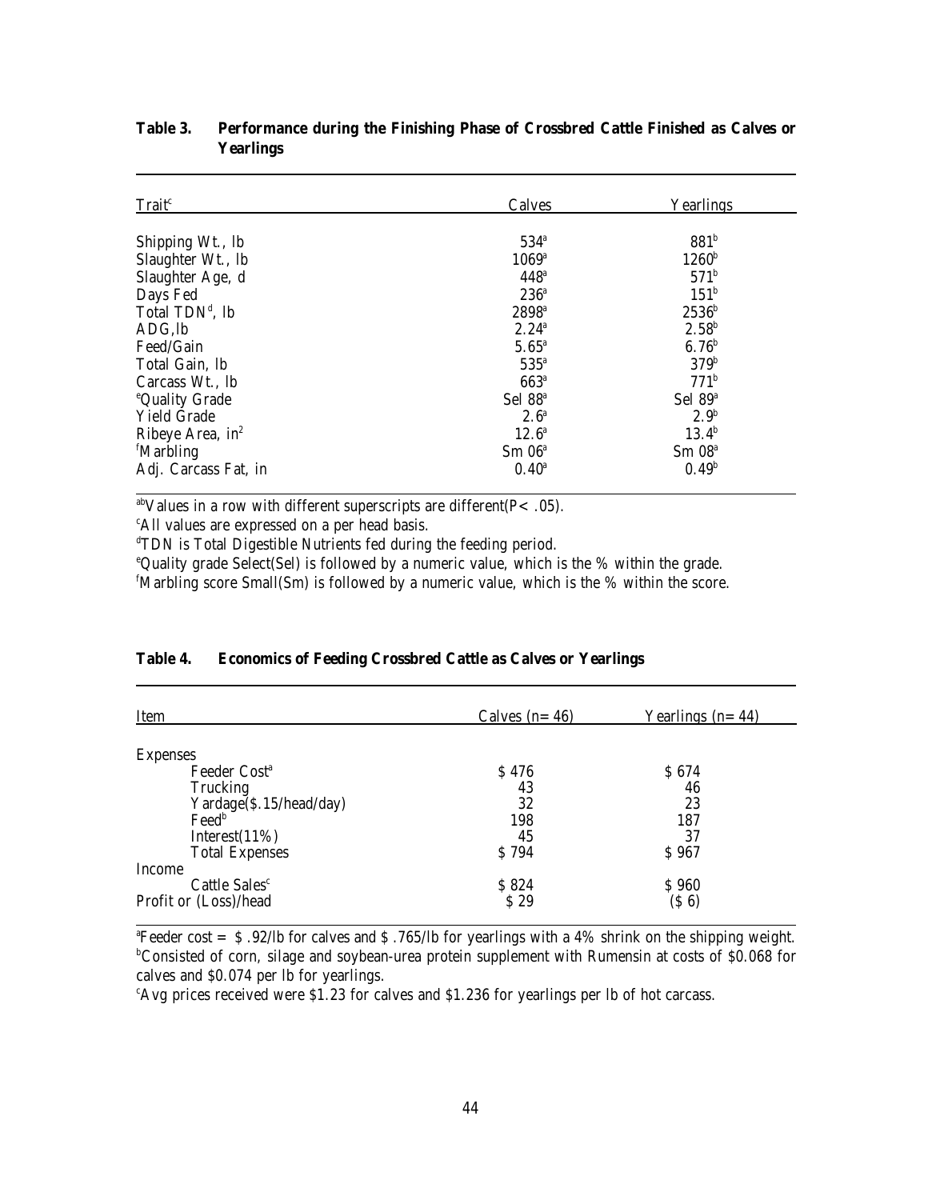**Table 3. Performance during the Finishing Phase of Crossbred Cattle Finished as Calves or Yearlings**

| Trait[c] | Calves | Yearlings |
|---|---|---|
| Shipping Wt., lb | 534[a] | 881[b] |
| Slaughter Wt., lb | 1069[a] | 1260[b] |
| Slaughter Age, d | 448[a] | 571[b] |
| Days Fed | 236[a] | 151[b] |
| Total TDN[d], lb | 2898[a] | 2536[b] |
| ADG,lb | 2.24[a] | 2.58[b] |
| Feed/Gain | 5.65[a] | 6.76[b] |
| Total Gain, lb | 535[a] | 379[b] |
| Carcass Wt., lb | 663[a] | 771[b] |
| [e]Quality Grade | Sel 88[a] | Sel 89[a] |
| Yield Grade | 2.6[a] | 2.9[b] |
| Ribeye Area, $in^2$ | 12.6[a] | 13.4[b] |
| [f]Marbling | Sm 06[a] | Sm 08[a] |
| Adj. Carcass Fat, in | 0.40[a] | 0.49[b] |

[ab]Values in a row with different superscripts are different($P < .05$).
[c]All values are expressed on a per head basis.
[d]TDN is Total Digestible Nutrients fed during the feeding period.
[e]Quality grade Select(Sel) is followed by a numeric value, which is the % within the grade.
[f]Marbling score Small(Sm) is followed by a numeric value, which is the % within the score.

**Table 4. Economics of Feeding Crossbred Cattle as Calves or Yearlings**

| Item | Calves (n= 46) | Yearlings (n= 44) |
|---|---|---|
| Expenses | | |
| Feeder Cost[a] | $ 476 | $ 674 |
| Trucking | 43 | 46 |
| Yardage($.15/head/day) | 32 | 23 |
| Feed[b] | 198 | 187 |
| Interest(11%) | 45 | 37 |
| Total Expenses | $ 794 | $ 967 |
| Income | | |
| Cattle Sales[c] | $ 824 | $ 960 |
| Profit or (Loss)/head | $ 29 | ($ 6) |

[a]Feeder cost = $ .92/lb for calves and $ .765/lb for yearlings with a 4% shrink on the shipping weight.
[b]Consisted of corn, silage and soybean-urea protein supplement with Rumensin at costs of $0.068 for calves and $0.074 per lb for yearlings.
[c]Avg prices received were $1.23 for calves and $1.236 for yearlings per lb of hot carcass.